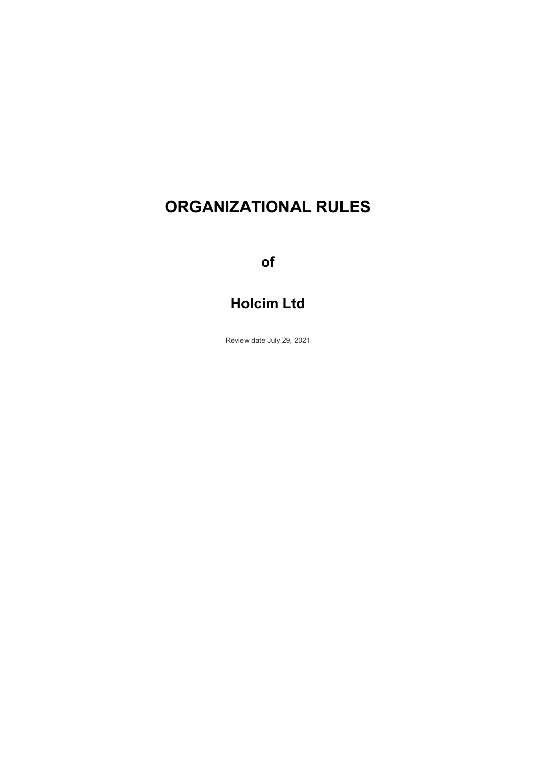# ORGANIZATIONAL RULES

## of

## Holcim Ltd

Review date July 29, 2021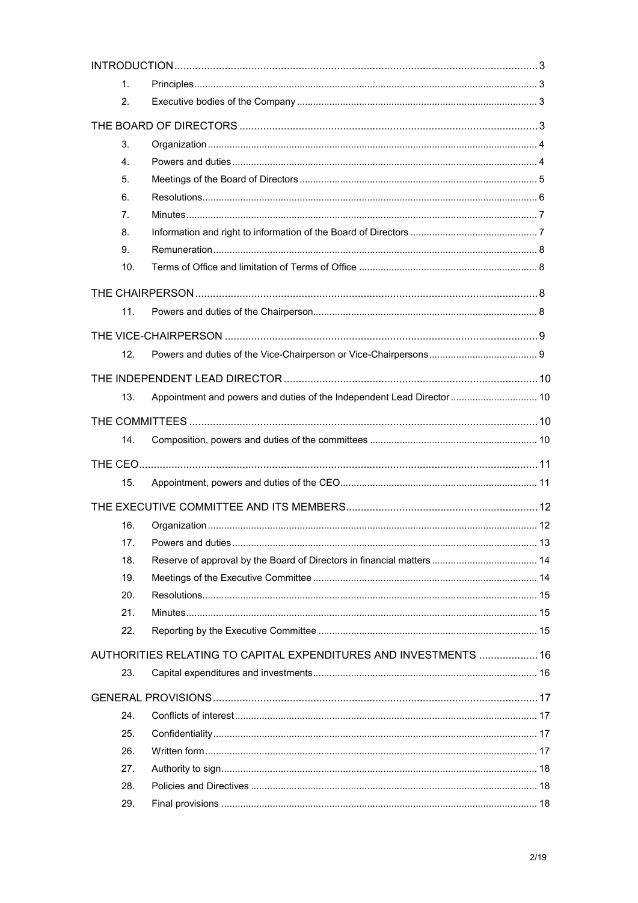| | | |
|---|---|---|
| INTRODUCTION | | 3 |
| 1. | Principles | 3 |
| 2. | Executive bodies of the Company | 3 |
| THE BOARD OF DIRECTORS | | 3 |
| 3. | Organization | 4 |
| 4. | Powers and duties | 4 |
| 5. | Meetings of the Board of Directors | 5 |
| 6. | Resolutions | 6 |
| 7. | Minutes | 7 |
| 8. | Information and right to information of the Board of Directors | 7 |
| 9. | Remuneration | 8 |
| 10. | Terms of Office and limitation of Terms of Office | 8 |
| THE CHAIRPERSON | | 8 |
| 11. | Powers and duties of the Chairperson | 8 |
| THE VICE-CHAIRPERSON | | 9 |
| 12. | Powers and duties of the Vice-Chairperson or Vice-Chairpersons | 9 |
| THE INDEPENDENT LEAD DIRECTOR | | 10 |
| 13. | Appointment and powers and duties of the Independent Lead Director | 10 |
| THE COMMITTEES | | 10 |
| 14. | Composition, powers and duties of the committees | 10 |
| THE CEO | | 11 |
| 15. | Appointment, powers and duties of the CEO | 11 |
| THE EXECUTIVE COMMITTEE AND ITS MEMBERS | | 12 |
| 16. | Organization | 12 |
| 17. | Powers and duties | 13 |
| 18. | Reserve of approval by the Board of Directors in financial matters | 14 |
| 19. | Meetings of the Executive Committee | 14 |
| 20. | Resolutions | 15 |
| 21. | Minutes | 15 |
| 22. | Reporting by the Executive Committee | 15 |
| AUTHORITIES RELATING TO CAPITAL EXPENDITURES AND INVESTMENTS | | 16 |
| 23. | Capital expenditures and investments | 16 |
| GENERAL PROVISIONS | | 17 |
| 24. | Conflicts of interest | 17 |
| 25. | Confidentiality | 17 |
| 26. | Written form | 17 |
| 27. | Authority to sign | 18 |
| 28. | Policies and Directives | 18 |
| 29. | Final provisions | 18 |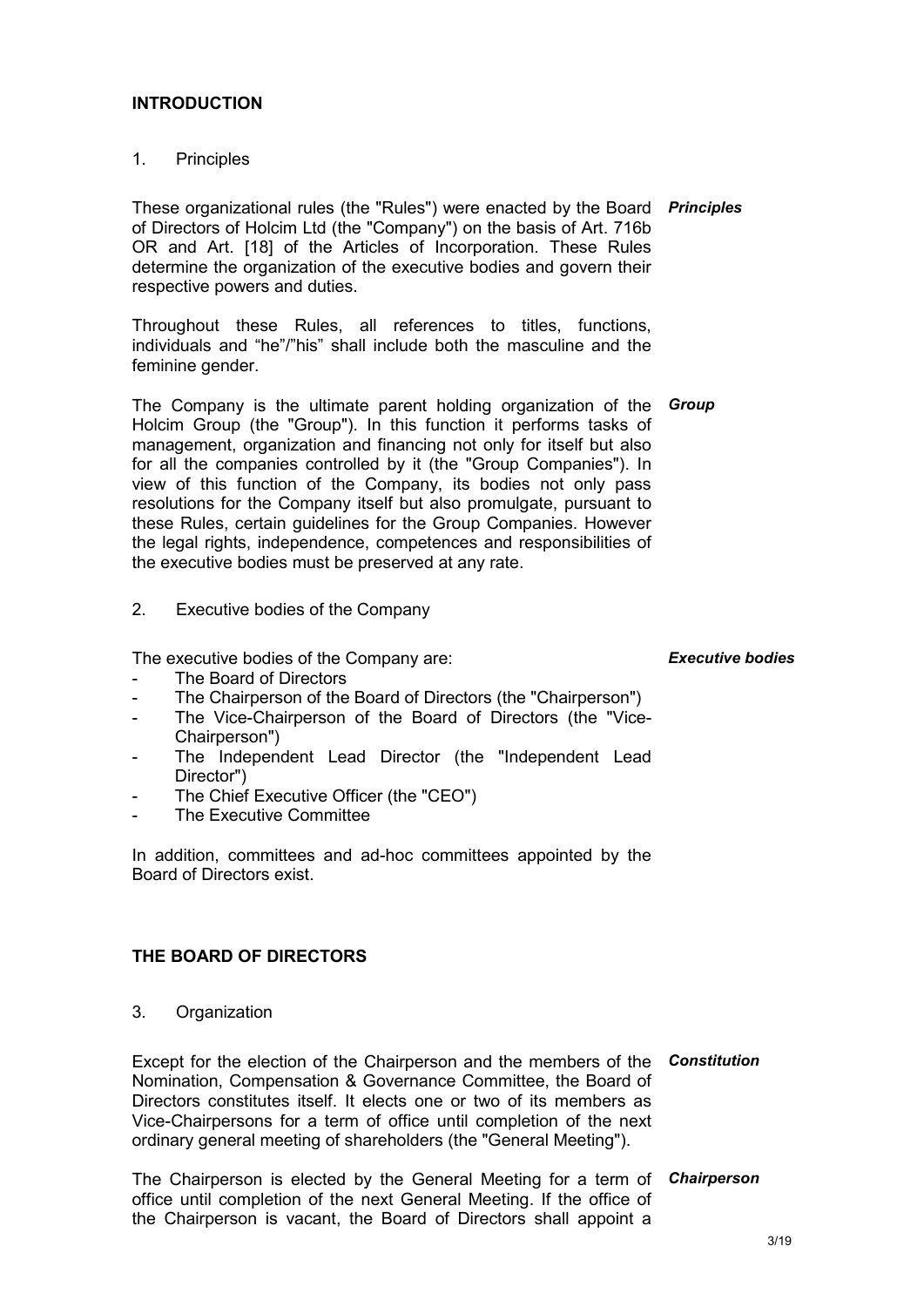## INTRODUCTION

### 1. Principles

*Principles*

These organizational rules (the "Rules") were enacted by the Board of Directors of Holcim Ltd (the "Company") on the basis of Art. 716b OR and Art. [18] of the Articles of Incorporation. These Rules determine the organization of the executive bodies and govern their respective powers and duties.

Throughout these Rules, all references to titles, functions, individuals and "he"/"his" shall include both the masculine and the feminine gender.

*Group*

The Company is the ultimate parent holding organization of the Holcim Group (the "Group"). In this function it performs tasks of management, organization and financing not only for itself but also for all the companies controlled by it (the "Group Companies"). In view of this function of the Company, its bodies not only pass resolutions for the Company itself but also promulgate, pursuant to these Rules, certain guidelines for the Group Companies. However the legal rights, independence, competences and responsibilities of the executive bodies must be preserved at any rate.

### 2. Executive bodies of the Company

*Executive bodies*

The executive bodies of the Company are:

- The Board of Directors
- The Chairperson of the Board of Directors (the "Chairperson")
- The Vice-Chairperson of the Board of Directors (the "Vice-Chairperson")
- The Independent Lead Director (the "Independent Lead Director")
- The Chief Executive Officer (the "CEO")
- The Executive Committee

In addition, committees and ad-hoc committees appointed by the Board of Directors exist.

## THE BOARD OF DIRECTORS

### 3. Organization

*Constitution*

Except for the election of the Chairperson and the members of the Nomination, Compensation & Governance Committee, the Board of Directors constitutes itself. It elects one or two of its members as Vice-Chairpersons for a term of office until completion of the next ordinary general meeting of shareholders (the "General Meeting").

*Chairperson*

The Chairperson is elected by the General Meeting for a term of office until completion of the next General Meeting. If the office of the Chairperson is vacant, the Board of Directors shall appoint a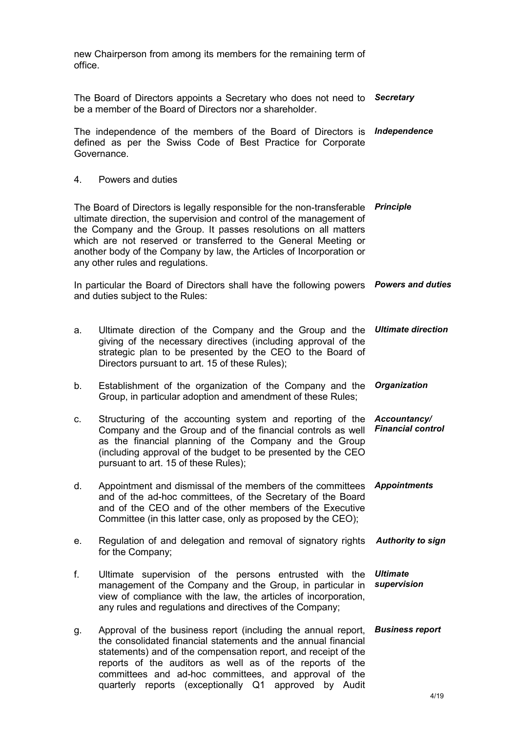new Chairperson from among its members for the remaining term of office.

*Secretary*

The Board of Directors appoints a Secretary who does not need to be a member of the Board of Directors nor a shareholder.

*Independence*

The independence of the members of the Board of Directors is defined as per the Swiss Code of Best Practice for Corporate Governance.

## 4. Powers and duties

*Principle*

The Board of Directors is legally responsible for the non-transferable ultimate direction, the supervision and control of the management of the Company and the Group. It passes resolutions on all matters which are not reserved or transferred to the General Meeting or another body of the Company by law, the Articles of Incorporation or any other rules and regulations.

*Powers and duties*

In particular the Board of Directors shall have the following powers and duties subject to the Rules:

a. *Ultimate direction* — Ultimate direction of the Company and the Group and the giving of the necessary directives (including approval of the strategic plan to be presented by the CEO to the Board of Directors pursuant to art. 15 of these Rules);

b. *Organization* — Establishment of the organization of the Company and the Group, in particular adoption and amendment of these Rules;

c. *Accountancy/ Financial control* — Structuring of the accounting system and reporting of the Company and the Group and of the financial controls as well as the financial planning of the Company and the Group (including approval of the budget to be presented by the CEO pursuant to art. 15 of these Rules);

d. *Appointments* — Appointment and dismissal of the members of the committees and of the ad-hoc committees, of the Secretary of the Board and of the CEO and of the other members of the Executive Committee (in this latter case, only as proposed by the CEO);

e. *Authority to sign* — Regulation of and delegation and removal of signatory rights for the Company;

f. *Ultimate supervision* — Ultimate supervision of the persons entrusted with the management of the Company and the Group, in particular in view of compliance with the law, the articles of incorporation, any rules and regulations and directives of the Company;

g. *Business report* — Approval of the business report (including the annual report, the consolidated financial statements and the annual financial statements) and of the compensation report, and receipt of the reports of the auditors as well as of the reports of the committees and ad-hoc committees, and approval of the quarterly reports (exceptionally Q1 approved by Audit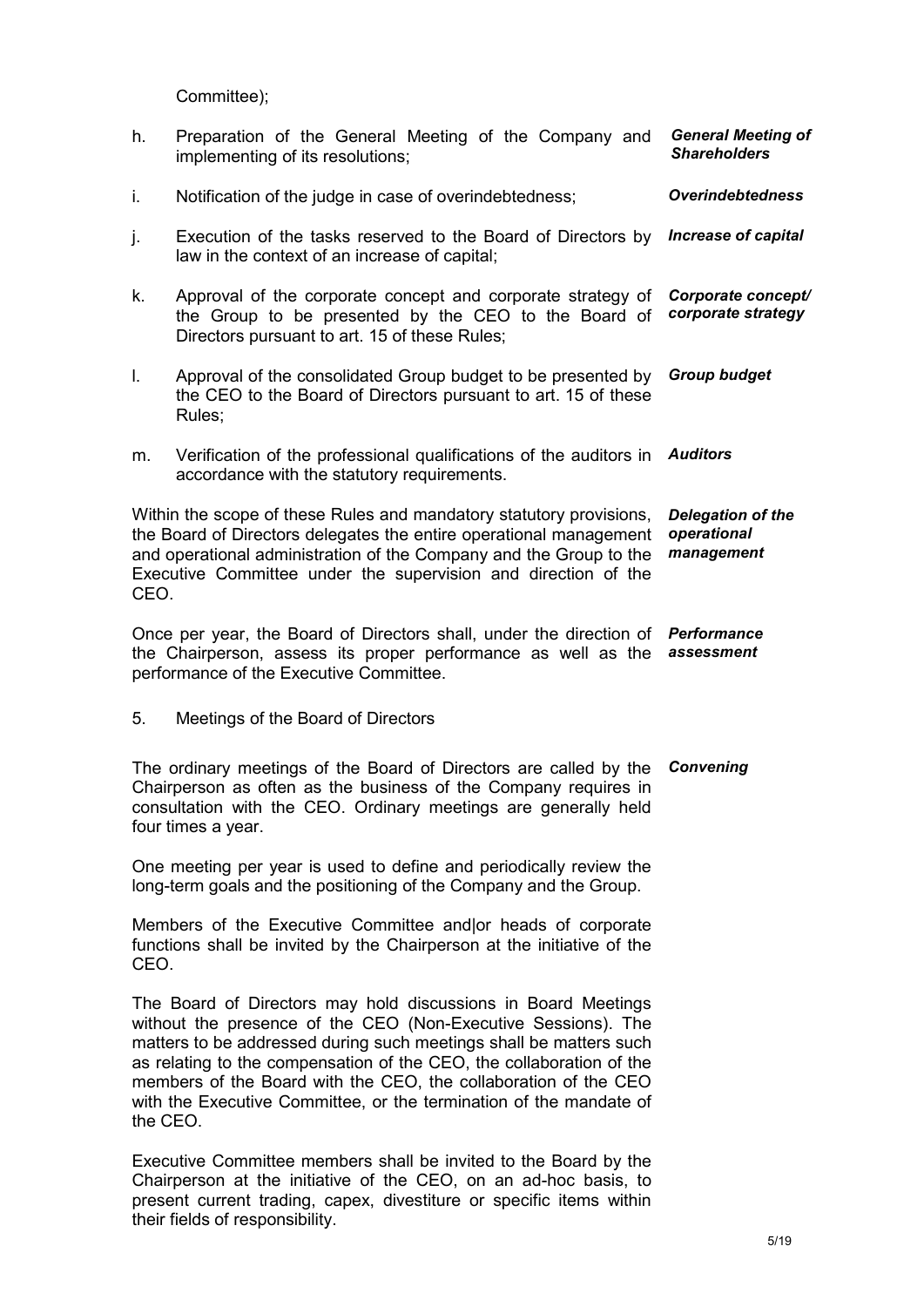Committee);

h. Preparation of the General Meeting of the Company and implementing of its resolutions; *General Meeting of Shareholders*

i. Notification of the judge in case of overindebtedness; *Overindebtedness*

j. Execution of the tasks reserved to the Board of Directors by law in the context of an increase of capital; *Increase of capital*

k. Approval of the corporate concept and corporate strategy of the Group to be presented by the CEO to the Board of Directors pursuant to art. 15 of these Rules; *Corporate concept/ corporate strategy*

l. Approval of the consolidated Group budget to be presented by the CEO to the Board of Directors pursuant to art. 15 of these Rules; *Group budget*

m. Verification of the professional qualifications of the auditors in accordance with the statutory requirements. *Auditors*

*Delegation of the operational management*

Within the scope of these Rules and mandatory statutory provisions, the Board of Directors delegates the entire operational management and operational administration of the Company and the Group to the Executive Committee under the supervision and direction of the CEO.

*Performance assessment*

Once per year, the Board of Directors shall, under the direction of the Chairperson, assess its proper performance as well as the performance of the Executive Committee.

5. Meetings of the Board of Directors

*Convening*

The ordinary meetings of the Board of Directors are called by the Chairperson as often as the business of the Company requires in consultation with the CEO. Ordinary meetings are generally held four times a year.

One meeting per year is used to define and periodically review the long-term goals and the positioning of the Company and the Group.

Members of the Executive Committee and|or heads of corporate functions shall be invited by the Chairperson at the initiative of the CEO.

The Board of Directors may hold discussions in Board Meetings without the presence of the CEO (Non-Executive Sessions). The matters to be addressed during such meetings shall be matters such as relating to the compensation of the CEO, the collaboration of the members of the Board with the CEO, the collaboration of the CEO with the Executive Committee, or the termination of the mandate of the CEO.

Executive Committee members shall be invited to the Board by the Chairperson at the initiative of the CEO, on an ad-hoc basis, to present current trading, capex, divestiture or specific items within their fields of responsibility.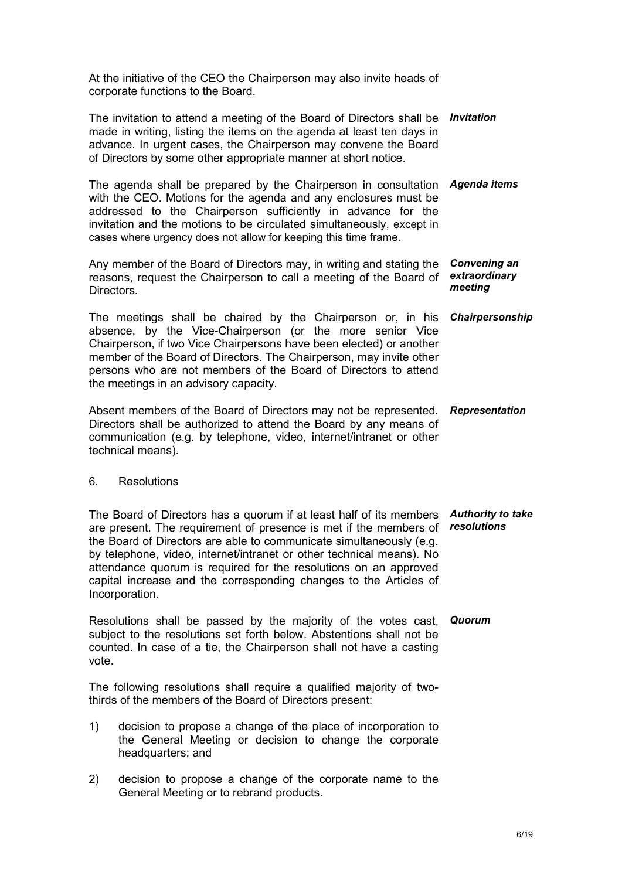At the initiative of the CEO the Chairperson may also invite heads of corporate functions to the Board.

***Invitation***

The invitation to attend a meeting of the Board of Directors shall be made in writing, listing the items on the agenda at least ten days in advance. In urgent cases, the Chairperson may convene the Board of Directors by some other appropriate manner at short notice.

***Agenda items***

The agenda shall be prepared by the Chairperson in consultation with the CEO. Motions for the agenda and any enclosures must be addressed to the Chairperson sufficiently in advance for the invitation and the motions to be circulated simultaneously, except in cases where urgency does not allow for keeping this time frame.

***Convening an extraordinary meeting***

Any member of the Board of Directors may, in writing and stating the reasons, request the Chairperson to call a meeting of the Board of Directors.

***Chairpersonship***

The meetings shall be chaired by the Chairperson or, in his absence, by the Vice-Chairperson (or the more senior Vice Chairperson, if two Vice Chairpersons have been elected) or another member of the Board of Directors. The Chairperson, may invite other persons who are not members of the Board of Directors to attend the meetings in an advisory capacity.

***Representation***

Absent members of the Board of Directors may not be represented. Directors shall be authorized to attend the Board by any means of communication (e.g. by telephone, video, internet/intranet or other technical means).

## 6. Resolutions

***Authority to take resolutions***

The Board of Directors has a quorum if at least half of its members are present. The requirement of presence is met if the members of the Board of Directors are able to communicate simultaneously (e.g. by telephone, video, internet/intranet or other technical means). No attendance quorum is required for the resolutions on an approved capital increase and the corresponding changes to the Articles of Incorporation.

***Quorum***

Resolutions shall be passed by the majority of the votes cast, subject to the resolutions set forth below. Abstentions shall not be counted. In case of a tie, the Chairperson shall not have a casting vote.

The following resolutions shall require a qualified majority of two-thirds of the members of the Board of Directors present:

1) decision to propose a change of the place of incorporation to the General Meeting or decision to change the corporate headquarters; and

2) decision to propose a change of the corporate name to the General Meeting or to rebrand products.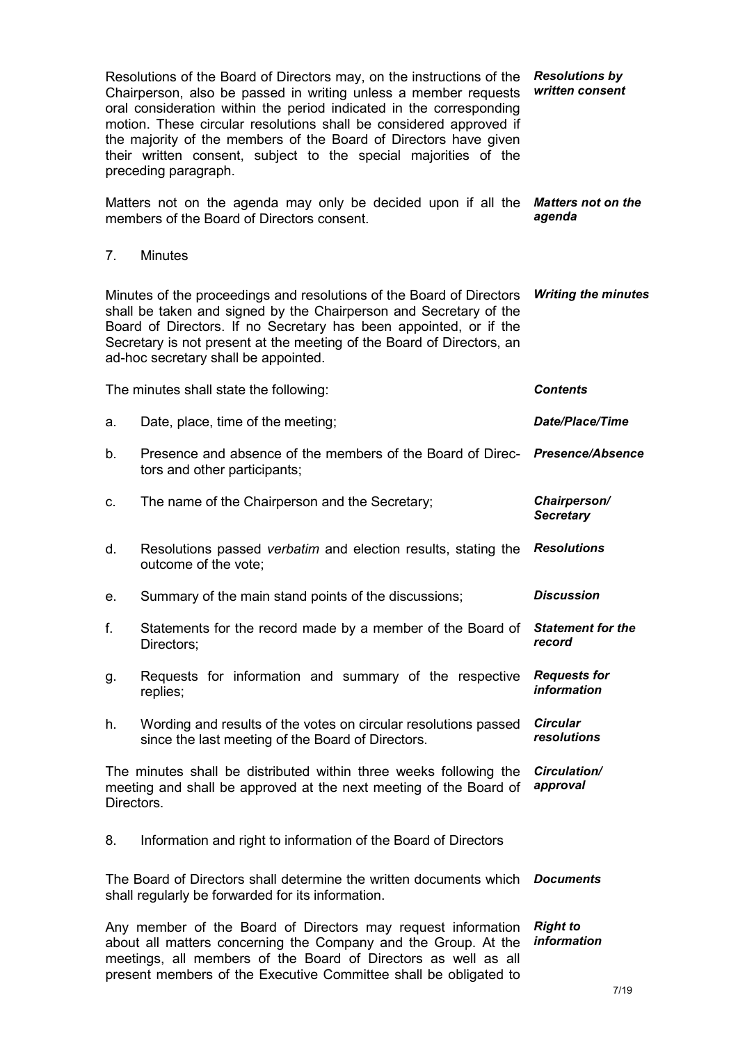Resolutions of the Board of Directors may, on the instructions of the Chairperson, also be passed in writing unless a member requests oral consideration within the period indicated in the corresponding motion. These circular resolutions shall be considered approved if the majority of the members of the Board of Directors have given their written consent, subject to the special majorities of the preceding paragraph. ***Resolutions by written consent***

Matters not on the agenda may only be decided upon if all the members of the Board of Directors consent. ***Matters not on the agenda***

## 7. Minutes

Minutes of the proceedings and resolutions of the Board of Directors shall be taken and signed by the Chairperson and Secretary of the Board of Directors. If no Secretary has been appointed, or if the Secretary is not present at the meeting of the Board of Directors, an ad-hoc secretary shall be appointed. ***Writing the minutes***

The minutes shall state the following: ***Contents***

a. Date, place, time of the meeting; ***Date/Place/Time***

b. Presence and absence of the members of the Board of Directors and other participants; ***Presence/Absence***

c. The name of the Chairperson and the Secretary; ***Chairperson/ Secretary***

d. Resolutions passed *verbatim* and election results, stating the outcome of the vote; ***Resolutions***

e. Summary of the main stand points of the discussions; ***Discussion***

f. Statements for the record made by a member of the Board of Directors; ***Statement for the record***

g. Requests for information and summary of the respective replies; ***Requests for information***

h. Wording and results of the votes on circular resolutions passed since the last meeting of the Board of Directors. ***Circular resolutions***

The minutes shall be distributed within three weeks following the meeting and shall be approved at the next meeting of the Board of Directors. ***Circulation/ approval***

## 8. Information and right to information of the Board of Directors

The Board of Directors shall determine the written documents which shall regularly be forwarded for its information. ***Documents***

Any member of the Board of Directors may request information about all matters concerning the Company and the Group. At the meetings, all members of the Board of Directors as well as all present members of the Executive Committee shall be obligated to ***Right to information***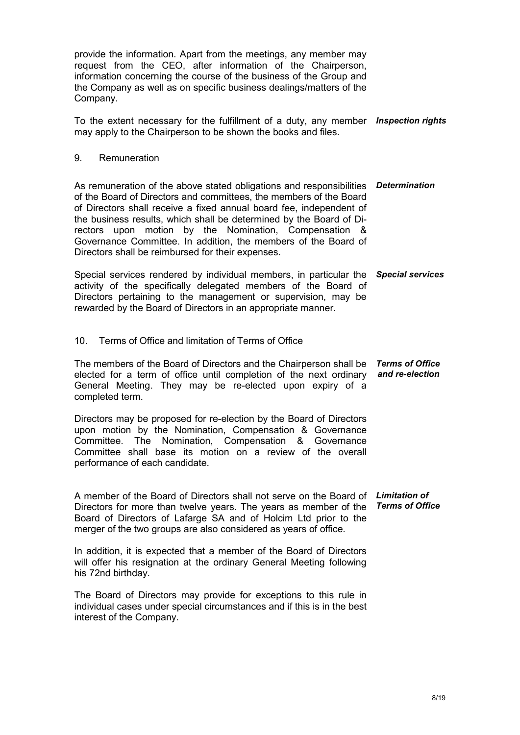provide the information. Apart from the meetings, any member may request from the CEO, after information of the Chairperson, information concerning the course of the business of the Group and the Company as well as on specific business dealings/matters of the Company.

***Inspection rights***

To the extent necessary for the fulfillment of a duty, any member may apply to the Chairperson to be shown the books and files.

## 9. Remuneration

***Determination***

As remuneration of the above stated obligations and responsibilities of the Board of Directors and committees, the members of the Board of Directors shall receive a fixed annual board fee, independent of the business results, which shall be determined by the Board of Directors upon motion by the Nomination, Compensation & Governance Committee. In addition, the members of the Board of Directors shall be reimbursed for their expenses.

***Special services***

Special services rendered by individual members, in particular the activity of the specifically delegated members of the Board of Directors pertaining to the management or supervision, may be rewarded by the Board of Directors in an appropriate manner.

## 10. Terms of Office and limitation of Terms of Office

***Terms of Office and re-election***

The members of the Board of Directors and the Chairperson shall be elected for a term of office until completion of the next ordinary General Meeting. They may be re-elected upon expiry of a completed term.

Directors may be proposed for re-election by the Board of Directors upon motion by the Nomination, Compensation & Governance Committee. The Nomination, Compensation & Governance Committee shall base its motion on a review of the overall performance of each candidate.

***Limitation of Terms of Office***

A member of the Board of Directors shall not serve on the Board of Directors for more than twelve years. The years as member of the Board of Directors of Lafarge SA and of Holcim Ltd prior to the merger of the two groups are also considered as years of office.

In addition, it is expected that a member of the Board of Directors will offer his resignation at the ordinary General Meeting following his 72nd birthday.

The Board of Directors may provide for exceptions to this rule in individual cases under special circumstances and if this is in the best interest of the Company.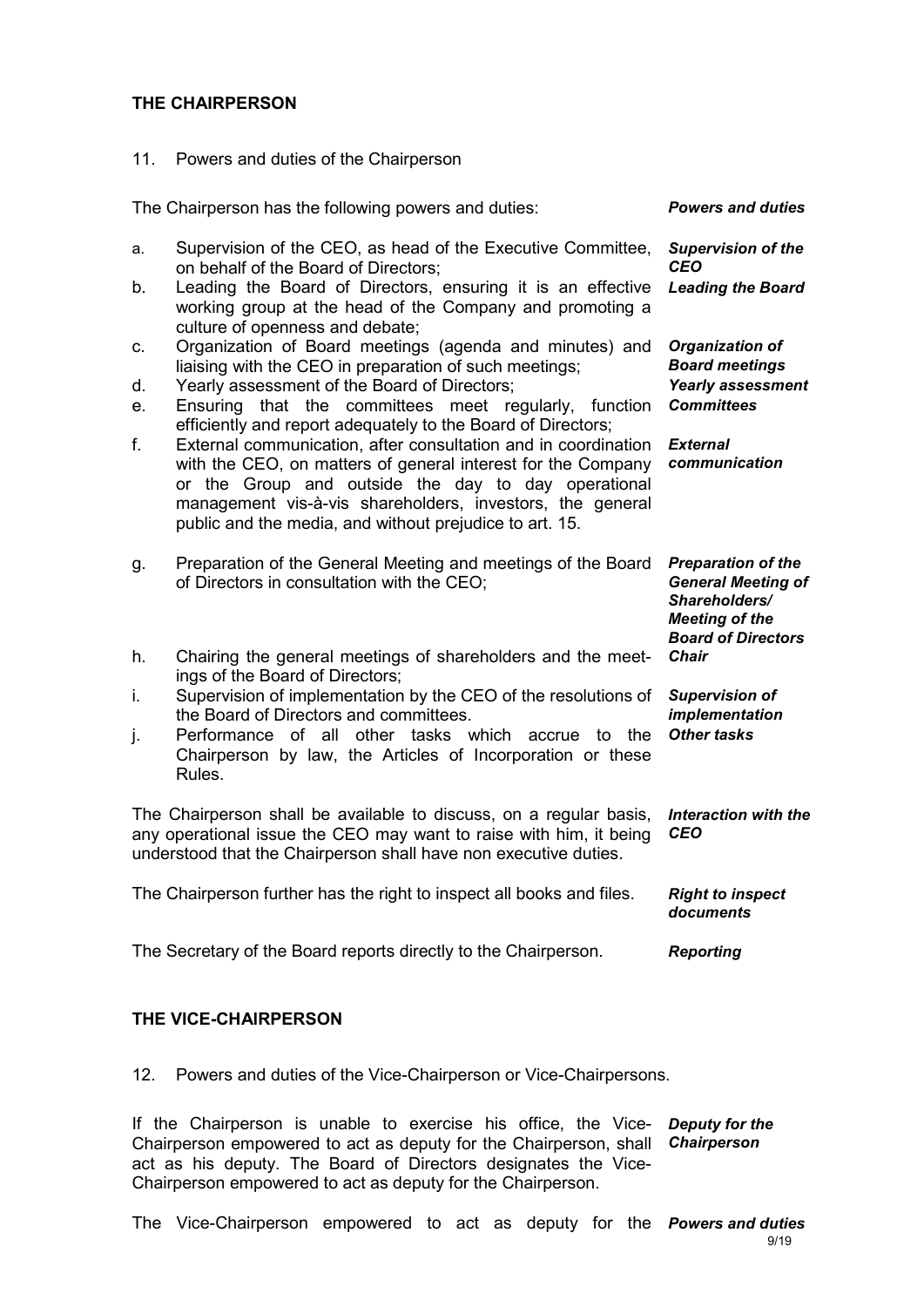## THE CHAIRPERSON

11. Powers and duties of the Chairperson

The Chairperson has the following powers and duties: ***Powers and duties***

a. Supervision of the CEO, as head of the Executive Committee, on behalf of the Board of Directors; ***Supervision of the CEO***
b. Leading the Board of Directors, ensuring it is an effective working group at the head of the Company and promoting a culture of openness and debate; ***Leading the Board***
c. Organization of Board meetings (agenda and minutes) and liaising with the CEO in preparation of such meetings; ***Organization of Board meetings***
d. Yearly assessment of the Board of Directors; ***Yearly assessment***
e. Ensuring that the committees meet regularly, function efficiently and report adequately to the Board of Directors; ***Committees***
f. External communication, after consultation and in coordination with the CEO, on matters of general interest for the Company or the Group and outside the day to day operational management vis-à-vis shareholders, investors, the general public and the media, and without prejudice to art. 15. ***External communication***
g. Preparation of the General Meeting and meetings of the Board of Directors in consultation with the CEO; ***Preparation of the General Meeting of Shareholders/ Meeting of the Board of Directors***
h. Chairing the general meetings of shareholders and the meetings of the Board of Directors; ***Chair***
i. Supervision of implementation by the CEO of the resolutions of the Board of Directors and committees. ***Supervision of implementation***
j. Performance of all other tasks which accrue to the Chairperson by law, the Articles of Incorporation or these Rules. ***Other tasks***

The Chairperson shall be available to discuss, on a regular basis, any operational issue the CEO may want to raise with him, it being understood that the Chairperson shall have non executive duties. ***Interaction with the CEO***

The Chairperson further has the right to inspect all books and files. ***Right to inspect documents***

The Secretary of the Board reports directly to the Chairperson. ***Reporting***

## THE VICE-CHAIRPERSON

12. Powers and duties of the Vice-Chairperson or Vice-Chairpersons.

If the Chairperson is unable to exercise his office, the Vice-Chairperson empowered to act as deputy for the Chairperson, shall act as his deputy. The Board of Directors designates the Vice-Chairperson empowered to act as deputy for the Chairperson. ***Deputy for the Chairperson***

The Vice-Chairperson empowered to act as deputy for the ***Powers and duties***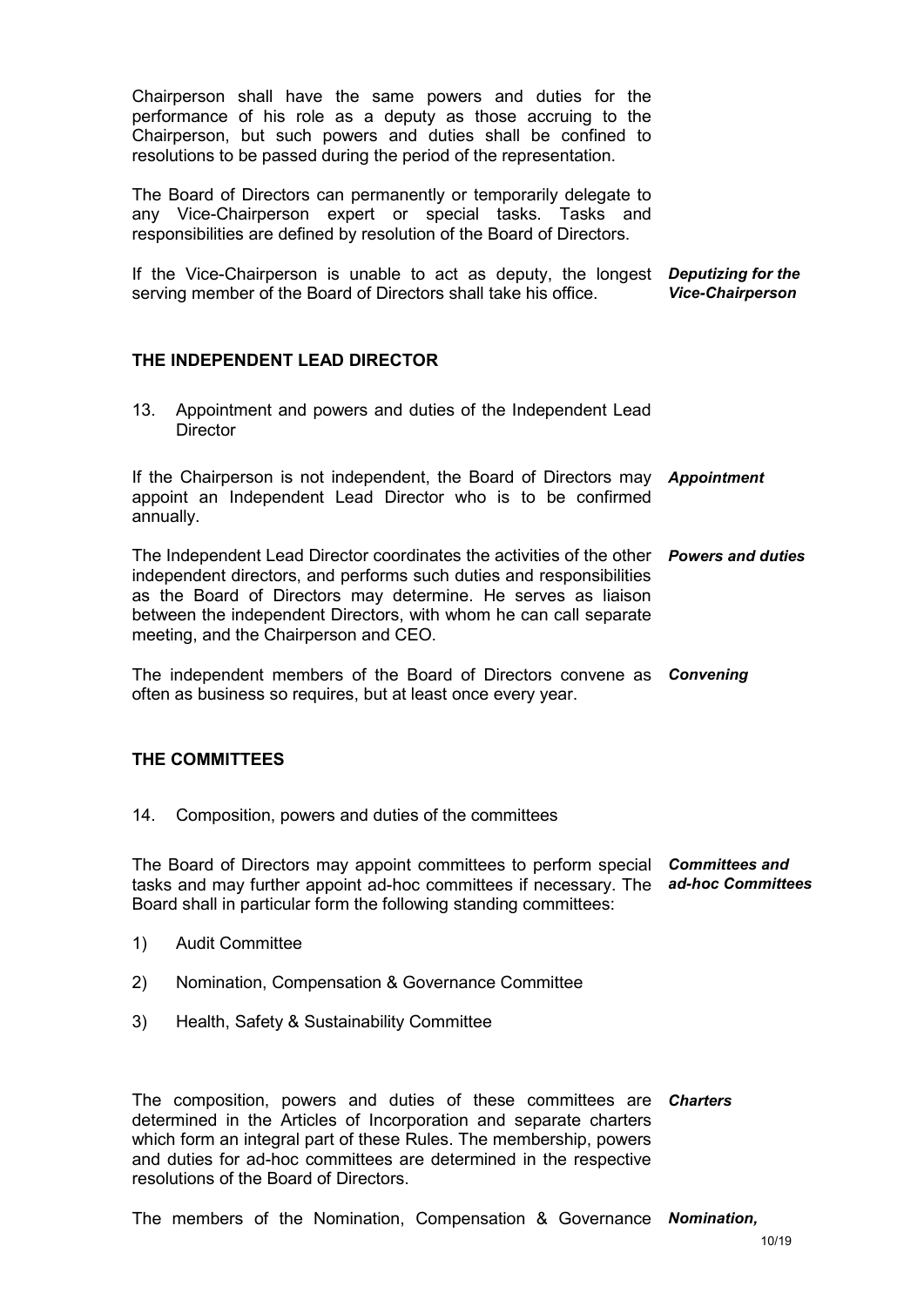Chairperson shall have the same powers and duties for the performance of his role as a deputy as those accruing to the Chairperson, but such powers and duties shall be confined to resolutions to be passed during the period of the representation.

The Board of Directors can permanently or temporarily delegate to any Vice-Chairperson expert or special tasks. Tasks and responsibilities are defined by resolution of the Board of Directors.

***Deputizing for the Vice-Chairperson***

If the Vice-Chairperson is unable to act as deputy, the longest serving member of the Board of Directors shall take his office.

## THE INDEPENDENT LEAD DIRECTOR

13. Appointment and powers and duties of the Independent Lead Director

***Appointment***

If the Chairperson is not independent, the Board of Directors may appoint an Independent Lead Director who is to be confirmed annually.

***Powers and duties***

The Independent Lead Director coordinates the activities of the other independent directors, and performs such duties and responsibilities as the Board of Directors may determine. He serves as liaison between the independent Directors, with whom he can call separate meeting, and the Chairperson and CEO.

***Convening***

The independent members of the Board of Directors convene as often as business so requires, but at least once every year.

## THE COMMITTEES

14. Composition, powers and duties of the committees

***Committees and ad-hoc Committees***

The Board of Directors may appoint committees to perform special tasks and may further appoint ad-hoc committees if necessary. The Board shall in particular form the following standing committees:

1) Audit Committee
2) Nomination, Compensation & Governance Committee
3) Health, Safety & Sustainability Committee

***Charters***

The composition, powers and duties of these committees are determined in the Articles of Incorporation and separate charters which form an integral part of these Rules. The membership, powers and duties for ad-hoc committees are determined in the respective resolutions of the Board of Directors.

***Nomination,***

The members of the Nomination, Compensation & Governance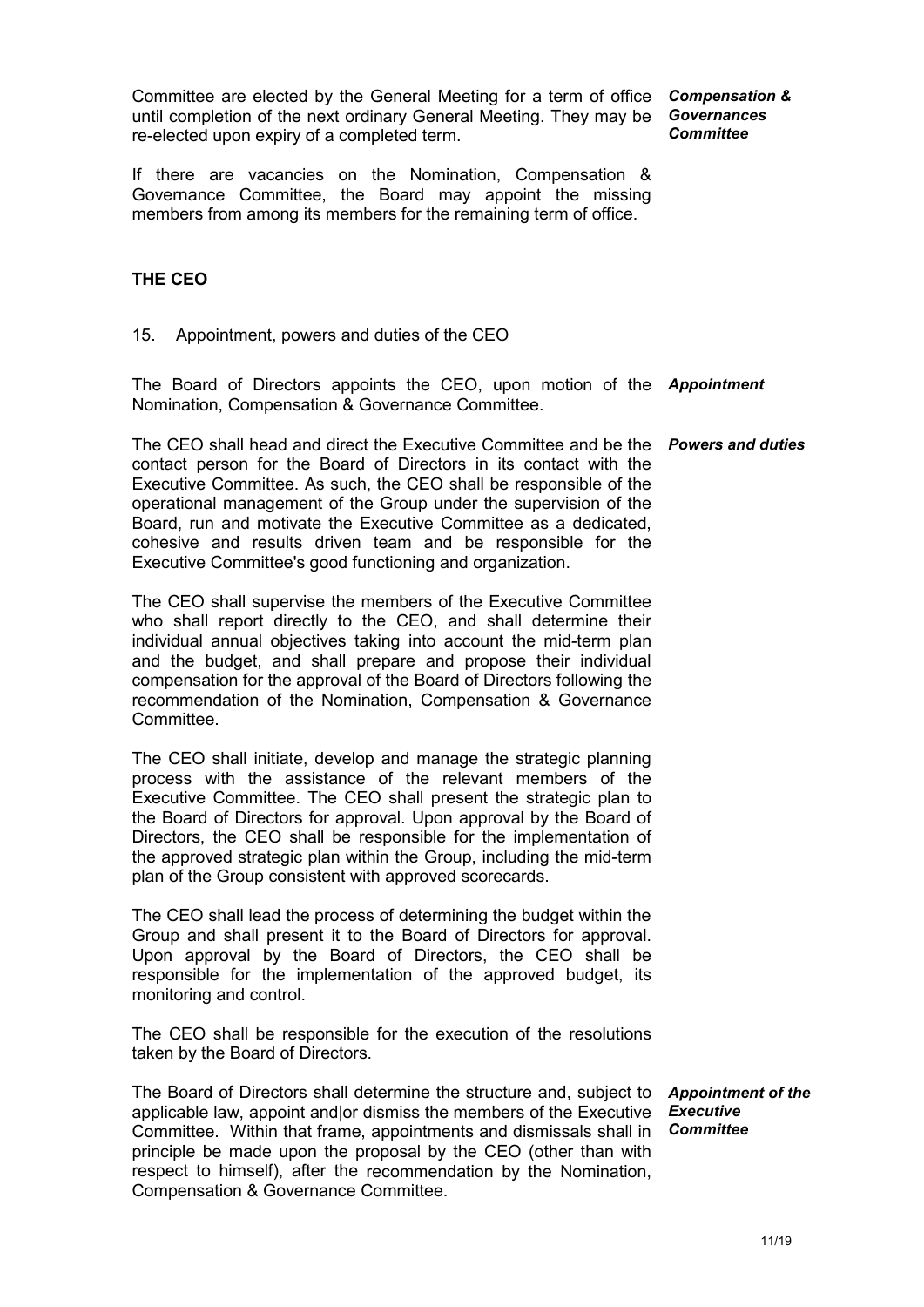Committee are elected by the General Meeting for a term of office until completion of the next ordinary General Meeting. They may be re-elected upon expiry of a completed term.

*Compensation & Governances Committee*

If there are vacancies on the Nomination, Compensation & Governance Committee, the Board may appoint the missing members from among its members for the remaining term of office.

## THE CEO

### 15. Appointment, powers and duties of the CEO

*Appointment*

The Board of Directors appoints the CEO, upon motion of the Nomination, Compensation & Governance Committee.

*Powers and duties*

The CEO shall head and direct the Executive Committee and be the contact person for the Board of Directors in its contact with the Executive Committee. As such, the CEO shall be responsible of the operational management of the Group under the supervision of the Board, run and motivate the Executive Committee as a dedicated, cohesive and results driven team and be responsible for the Executive Committee's good functioning and organization.

The CEO shall supervise the members of the Executive Committee who shall report directly to the CEO, and shall determine their individual annual objectives taking into account the mid-term plan and the budget, and shall prepare and propose their individual compensation for the approval of the Board of Directors following the recommendation of the Nomination, Compensation & Governance Committee.

The CEO shall initiate, develop and manage the strategic planning process with the assistance of the relevant members of the Executive Committee. The CEO shall present the strategic plan to the Board of Directors for approval. Upon approval by the Board of Directors, the CEO shall be responsible for the implementation of the approved strategic plan within the Group, including the mid-term plan of the Group consistent with approved scorecards.

The CEO shall lead the process of determining the budget within the Group and shall present it to the Board of Directors for approval. Upon approval by the Board of Directors, the CEO shall be responsible for the implementation of the approved budget, its monitoring and control.

The CEO shall be responsible for the execution of the resolutions taken by the Board of Directors.

*Appointment of the Executive Committee*

The Board of Directors shall determine the structure and, subject to applicable law, appoint and|or dismiss the members of the Executive Committee. Within that frame, appointments and dismissals shall in principle be made upon the proposal by the CEO (other than with respect to himself), after the recommendation by the Nomination, Compensation & Governance Committee.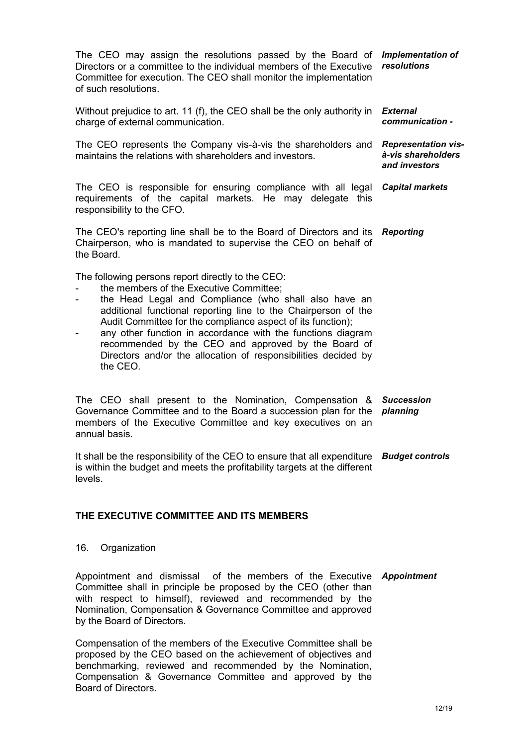The CEO may assign the resolutions passed by the Board of Directors or a committee to the individual members of the Executive Committee for execution. The CEO shall monitor the implementation of such resolutions. *Implementation of resolutions*

Without prejudice to art. 11 (f), the CEO shall be the only authority in charge of external communication. *External communication -*

The CEO represents the Company vis-à-vis the shareholders and maintains the relations with shareholders and investors. *Representation vis-à-vis shareholders and investors*

The CEO is responsible for ensuring compliance with all legal requirements of the capital markets. He may delegate this responsibility to the CFO. *Capital markets*

The CEO's reporting line shall be to the Board of Directors and its Chairperson, who is mandated to supervise the CEO on behalf of the Board. *Reporting*

The following persons report directly to the CEO:

- the members of the Executive Committee;
- the Head Legal and Compliance (who shall also have an additional functional reporting line to the Chairperson of the Audit Committee for the compliance aspect of its function);
- any other function in accordance with the functions diagram recommended by the CEO and approved by the Board of Directors and/or the allocation of responsibilities decided by the CEO.

The CEO shall present to the Nomination, Compensation & Governance Committee and to the Board a succession plan for the members of the Executive Committee and key executives on an annual basis. *Succession planning*

It shall be the responsibility of the CEO to ensure that all expenditure is within the budget and meets the profitability targets at the different levels. *Budget controls*

## THE EXECUTIVE COMMITTEE AND ITS MEMBERS

### 16. Organization

Appointment and dismissal of the members of the Executive Committee shall in principle be proposed by the CEO (other than with respect to himself), reviewed and recommended by the Nomination, Compensation & Governance Committee and approved by the Board of Directors. *Appointment*

Compensation of the members of the Executive Committee shall be proposed by the CEO based on the achievement of objectives and benchmarking, reviewed and recommended by the Nomination, Compensation & Governance Committee and approved by the Board of Directors.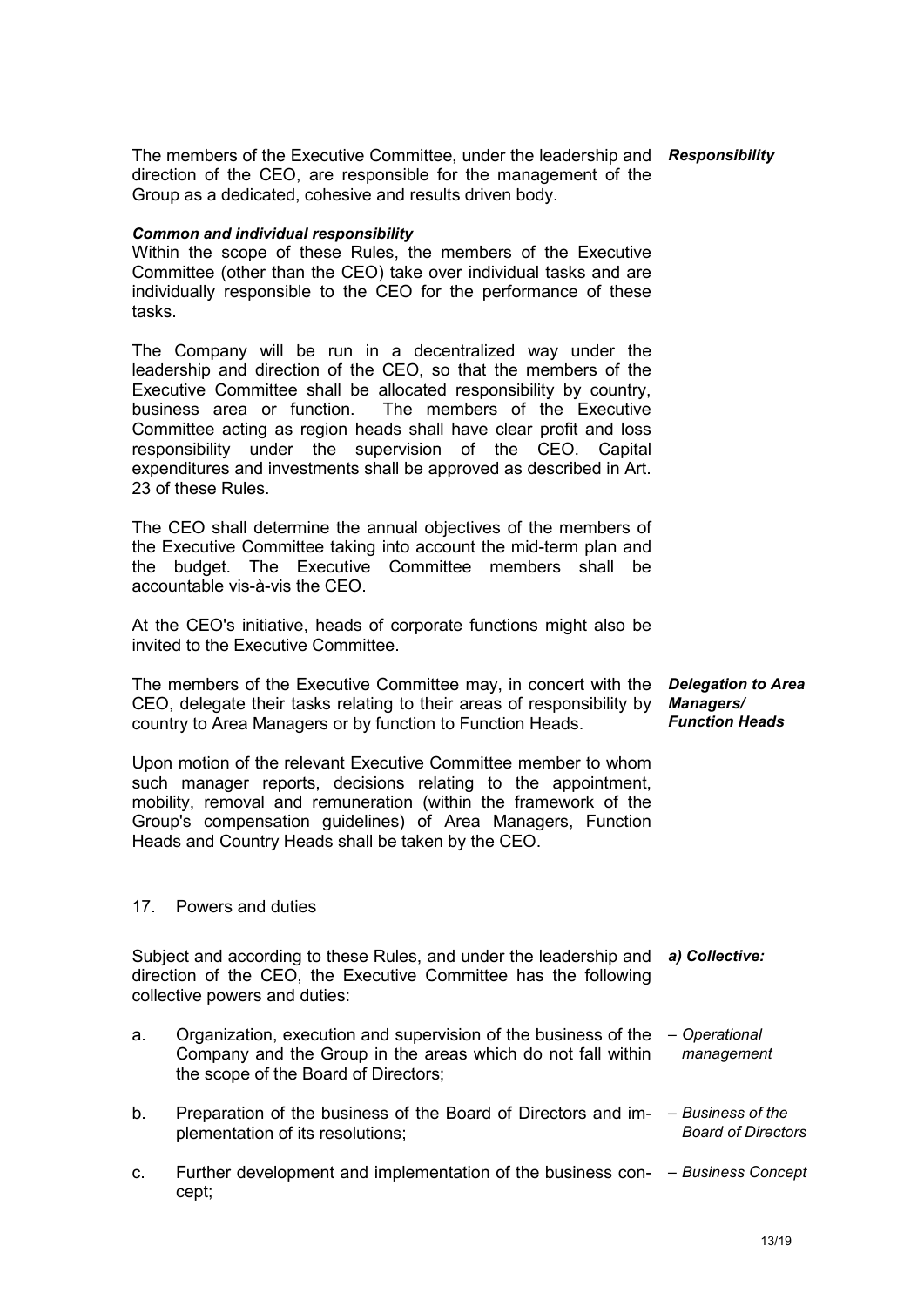*Responsibility*

The members of the Executive Committee, under the leadership and direction of the CEO, are responsible for the management of the Group as a dedicated, cohesive and results driven body.

***Common and individual responsibility***

Within the scope of these Rules, the members of the Executive Committee (other than the CEO) take over individual tasks and are individually responsible to the CEO for the performance of these tasks.

The Company will be run in a decentralized way under the leadership and direction of the CEO, so that the members of the Executive Committee shall be allocated responsibility by country, business area or function. The members of the Executive Committee acting as region heads shall have clear profit and loss responsibility under the supervision of the CEO. Capital expenditures and investments shall be approved as described in Art. 23 of these Rules.

The CEO shall determine the annual objectives of the members of the Executive Committee taking into account the mid-term plan and the budget. The Executive Committee members shall be accountable vis-à-vis the CEO.

At the CEO's initiative, heads of corporate functions might also be invited to the Executive Committee.

*Delegation to Area Managers/ Function Heads*

The members of the Executive Committee may, in concert with the CEO, delegate their tasks relating to their areas of responsibility by country to Area Managers or by function to Function Heads.

Upon motion of the relevant Executive Committee member to whom such manager reports, decisions relating to the appointment, mobility, removal and remuneration (within the framework of the Group's compensation guidelines) of Area Managers, Function Heads and Country Heads shall be taken by the CEO.

## 17. Powers and duties

***a) Collective:***

Subject and according to these Rules, and under the leadership and direction of the CEO, the Executive Committee has the following collective powers and duties:

a. Organization, execution and supervision of the business of the Company and the Group in the areas which do not fall within the scope of the Board of Directors; *– Operational management*

b. Preparation of the business of the Board of Directors and implementation of its resolutions; *– Business of the Board of Directors*

c. Further development and implementation of the business concept; *– Business Concept*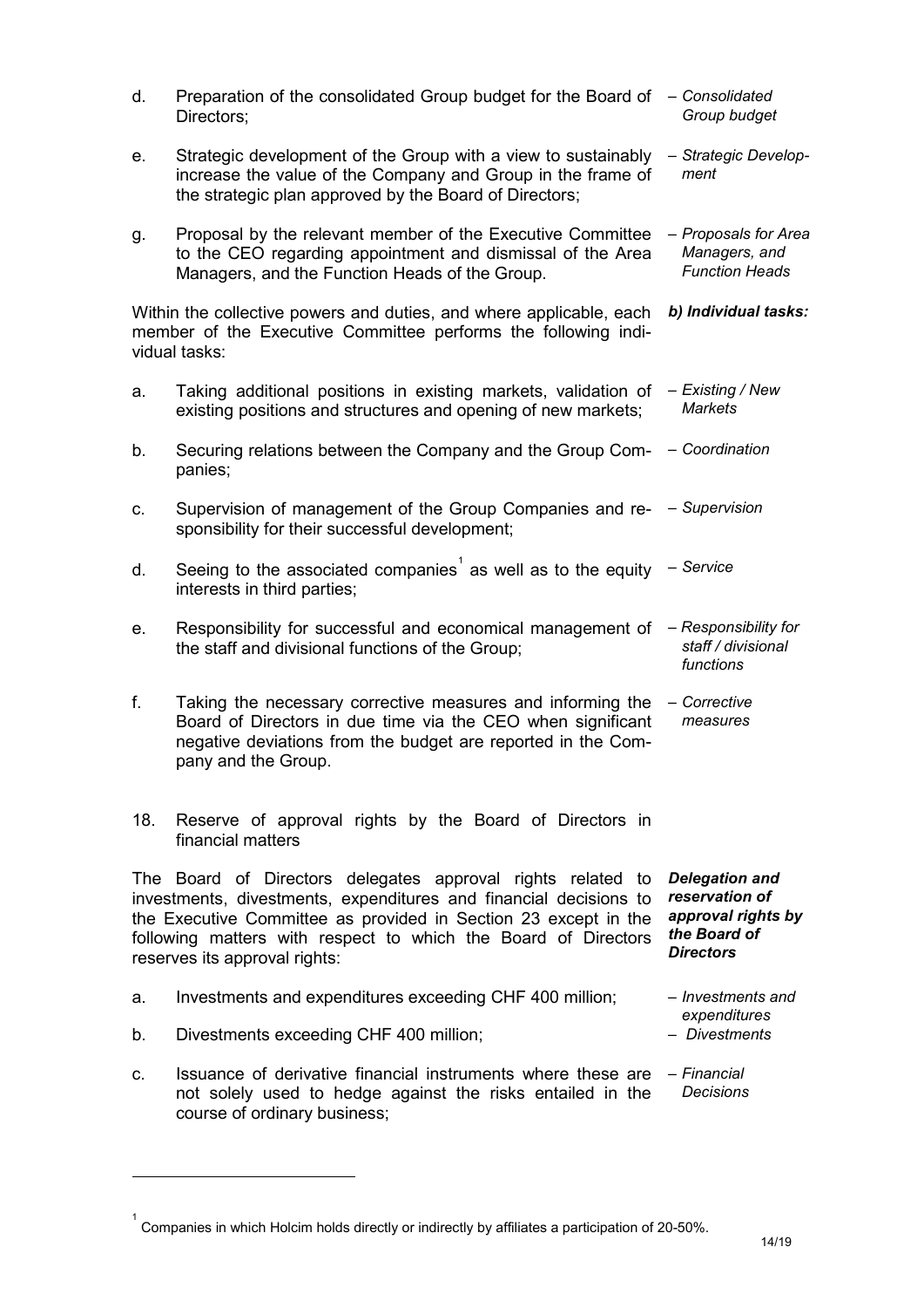d. Preparation of the consolidated Group budget for the Board of Directors; – *Consolidated Group budget*

e. Strategic development of the Group with a view to sustainably increase the value of the Company and Group in the frame of the strategic plan approved by the Board of Directors; – *Strategic Development*

g. Proposal by the relevant member of the Executive Committee to the CEO regarding appointment and dismissal of the Area Managers, and the Function Heads of the Group. – *Proposals for Area Managers, and Function Heads*

***b) Individual tasks:***

Within the collective powers and duties, and where applicable, each member of the Executive Committee performs the following individual tasks:

a. Taking additional positions in existing markets, validation of existing positions and structures and opening of new markets; – *Existing / New Markets*

b. Securing relations between the Company and the Group Companies; – *Coordination*

c. Supervision of management of the Group Companies and responsibility for their successful development; – *Supervision*

d. Seeing to the associated companies[1] as well as to the equity interests in third parties; – *Service*

e. Responsibility for successful and economical management of the staff and divisional functions of the Group; – *Responsibility for staff / divisional functions*

f. Taking the necessary corrective measures and informing the Board of Directors in due time via the CEO when significant negative deviations from the budget are reported in the Company and the Group. – *Corrective measures*

18. Reserve of approval rights by the Board of Directors in financial matters

***Delegation and reservation of approval rights by the Board of Directors***

The Board of Directors delegates approval rights related to investments, divestments, expenditures and financial decisions to the Executive Committee as provided in Section 23 except in the following matters with respect to which the Board of Directors reserves its approval rights:

a. Investments and expenditures exceeding CHF 400 million; – *Investments and expenditures*

b. Divestments exceeding CHF 400 million; – *Divestments*

c. Issuance of derivative financial instruments where these are not solely used to hedge against the risks entailed in the course of ordinary business; – *Financial Decisions*

[1] Companies in which Holcim holds directly or indirectly by affiliates a participation of 20-50%.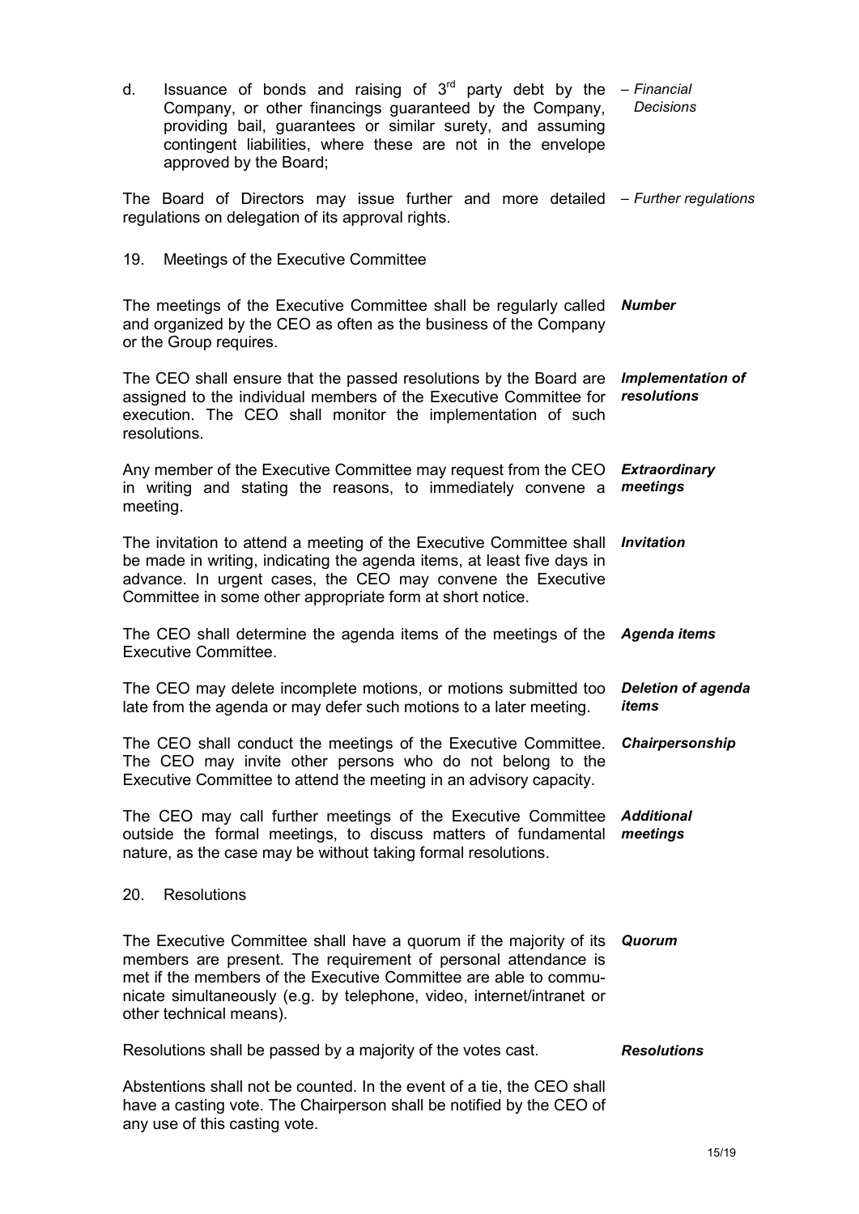d. Issuance of bonds and raising of 3rd party debt by the Company, or other financings guaranteed by the Company, providing bail, guarantees or similar surety, and assuming contingent liabilities, where these are not in the envelope approved by the Board; *– Financial Decisions*

The Board of Directors may issue further and more detailed regulations on delegation of its approval rights. *– Further regulations*

## 19. Meetings of the Executive Committee

***Number***
The meetings of the Executive Committee shall be regularly called and organized by the CEO as often as the business of the Company or the Group requires.

***Implementation of resolutions***
The CEO shall ensure that the passed resolutions by the Board are assigned to the individual members of the Executive Committee for execution. The CEO shall monitor the implementation of such resolutions.

***Extraordinary meetings***
Any member of the Executive Committee may request from the CEO in writing and stating the reasons, to immediately convene a meeting.

***Invitation***
The invitation to attend a meeting of the Executive Committee shall be made in writing, indicating the agenda items, at least five days in advance. In urgent cases, the CEO may convene the Executive Committee in some other appropriate form at short notice.

***Agenda items***
The CEO shall determine the agenda items of the meetings of the Executive Committee.

***Deletion of agenda items***
The CEO may delete incomplete motions, or motions submitted too late from the agenda or may defer such motions to a later meeting.

***Chairpersonship***
The CEO shall conduct the meetings of the Executive Committee. The CEO may invite other persons who do not belong to the Executive Committee to attend the meeting in an advisory capacity.

***Additional meetings***
The CEO may call further meetings of the Executive Committee outside the formal meetings, to discuss matters of fundamental nature, as the case may be without taking formal resolutions.

## 20. Resolutions

***Quorum***
The Executive Committee shall have a quorum if the majority of its members are present. The requirement of personal attendance is met if the members of the Executive Committee are able to communicate simultaneously (e.g. by telephone, video, internet/intranet or other technical means).

***Resolutions***
Resolutions shall be passed by a majority of the votes cast.

Abstentions shall not be counted. In the event of a tie, the CEO shall have a casting vote. The Chairperson shall be notified by the CEO of any use of this casting vote.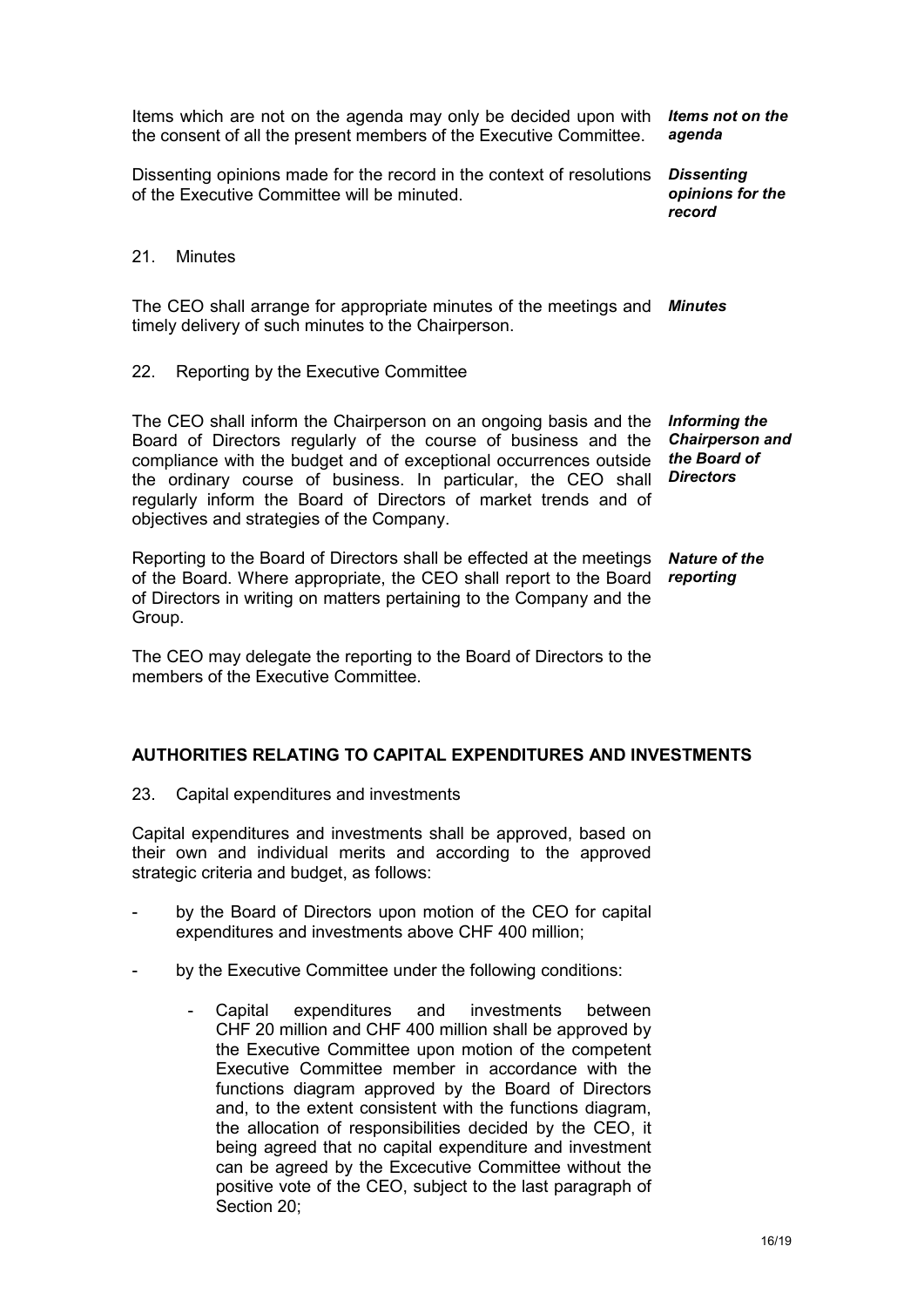Items which are not on the agenda may only be decided upon with the consent of all the present members of the Executive Committee. ***Items not on the agenda***

Dissenting opinions made for the record in the context of resolutions of the Executive Committee will be minuted. ***Dissenting opinions for the record***

21. Minutes

The CEO shall arrange for appropriate minutes of the meetings and timely delivery of such minutes to the Chairperson. ***Minutes***

22. Reporting by the Executive Committee

The CEO shall inform the Chairperson on an ongoing basis and the Board of Directors regularly of the course of business and the compliance with the budget and of exceptional occurrences outside the ordinary course of business. In particular, the CEO shall regularly inform the Board of Directors of market trends and of objectives and strategies of the Company. ***Informing the Chairperson and the Board of Directors***

Reporting to the Board of Directors shall be effected at the meetings of the Board. Where appropriate, the CEO shall report to the Board of Directors in writing on matters pertaining to the Company and the Group. ***Nature of the reporting***

The CEO may delegate the reporting to the Board of Directors to the members of the Executive Committee.

## AUTHORITIES RELATING TO CAPITAL EXPENDITURES AND INVESTMENTS

23. Capital expenditures and investments

Capital expenditures and investments shall be approved, based on their own and individual merits and according to the approved strategic criteria and budget, as follows:

- by the Board of Directors upon motion of the CEO for capital expenditures and investments above CHF 400 million;
- by the Executive Committee under the following conditions:
  - Capital expenditures and investments between CHF 20 million and CHF 400 million shall be approved by the Executive Committee upon motion of the competent Executive Committee member in accordance with the functions diagram approved by the Board of Directors and, to the extent consistent with the functions diagram, the allocation of responsibilities decided by the CEO, it being agreed that no capital expenditure and investment can be agreed by the Excecutive Committee without the positive vote of the CEO, subject to the last paragraph of Section 20;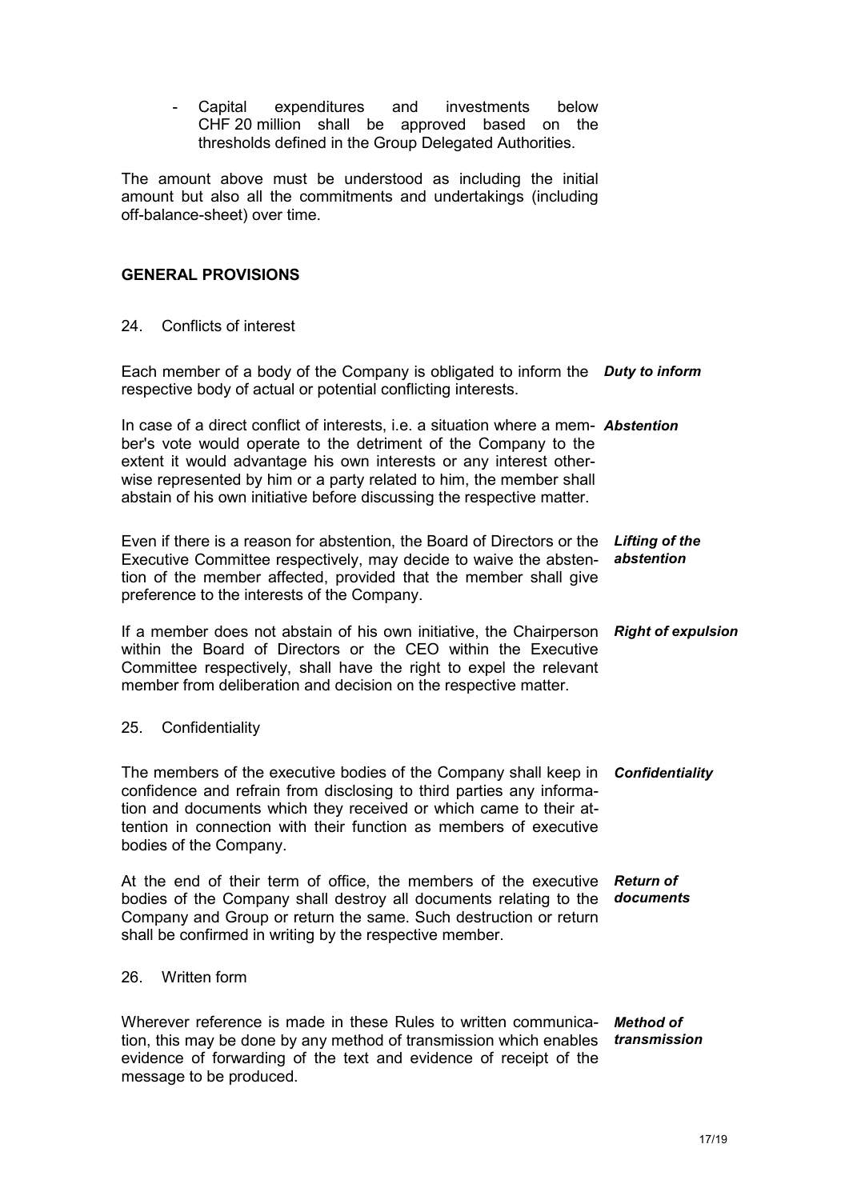- Capital expenditures and investments below CHF 20 million shall be approved based on the thresholds defined in the Group Delegated Authorities.

The amount above must be understood as including the initial amount but also all the commitments and undertakings (including off-balance-sheet) over time.

## GENERAL PROVISIONS

### 24. Conflicts of interest

***Duty to inform***

Each member of a body of the Company is obligated to inform the respective body of actual or potential conflicting interests.

***Abstention***

In case of a direct conflict of interests, i.e. a situation where a member's vote would operate to the detriment of the Company to the extent it would advantage his own interests or any interest otherwise represented by him or a party related to him, the member shall abstain of his own initiative before discussing the respective matter.

***Lifting of the abstention***

Even if there is a reason for abstention, the Board of Directors or the Executive Committee respectively, may decide to waive the abstention of the member affected, provided that the member shall give preference to the interests of the Company.

***Right of expulsion***

If a member does not abstain of his own initiative, the Chairperson within the Board of Directors or the CEO within the Executive Committee respectively, shall have the right to expel the relevant member from deliberation and decision on the respective matter.

### 25. Confidentiality

***Confidentiality***

The members of the executive bodies of the Company shall keep in confidence and refrain from disclosing to third parties any information and documents which they received or which came to their attention in connection with their function as members of executive bodies of the Company.

***Return of documents***

At the end of their term of office, the members of the executive bodies of the Company shall destroy all documents relating to the Company and Group or return the same. Such destruction or return shall be confirmed in writing by the respective member.

### 26. Written form

***Method of transmission***

Wherever reference is made in these Rules to written communication, this may be done by any method of transmission which enables evidence of forwarding of the text and evidence of receipt of the message to be produced.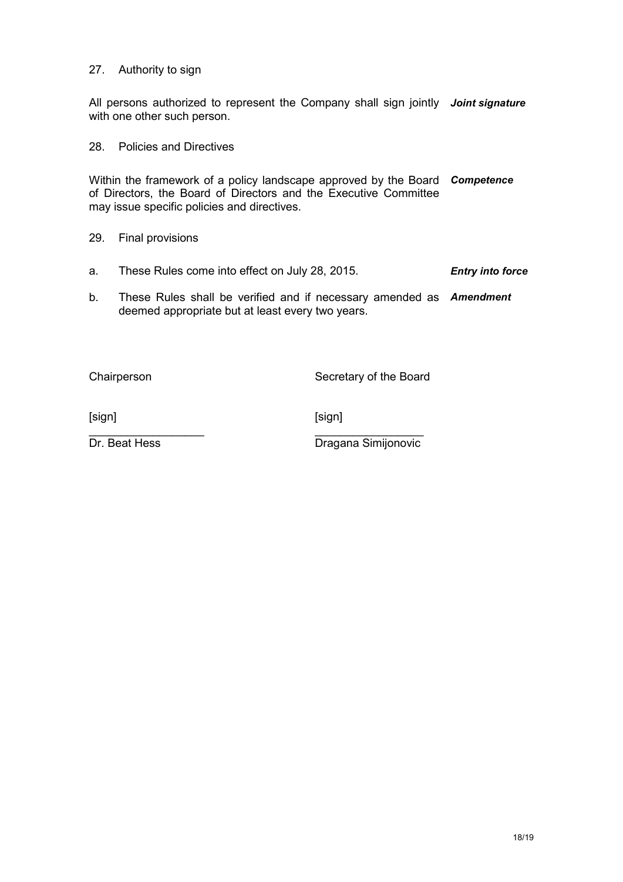## 27. Authority to sign

All persons authorized to represent the Company shall sign jointly with one other such person. ***Joint signature***

## 28. Policies and Directives

Within the framework of a policy landscape approved by the Board of Directors, the Board of Directors and the Executive Committee may issue specific policies and directives. ***Competence***

## 29. Final provisions

a. These Rules come into effect on July 28, 2015. ***Entry into force***

b. These Rules shall be verified and if necessary amended as deemed appropriate but at least every two years. ***Amendment***

| Chairperson | Secretary of the Board |
| --- | --- |
| [sign] | [sign] |
| Dr. Beat Hess | Dragana Simijonovic |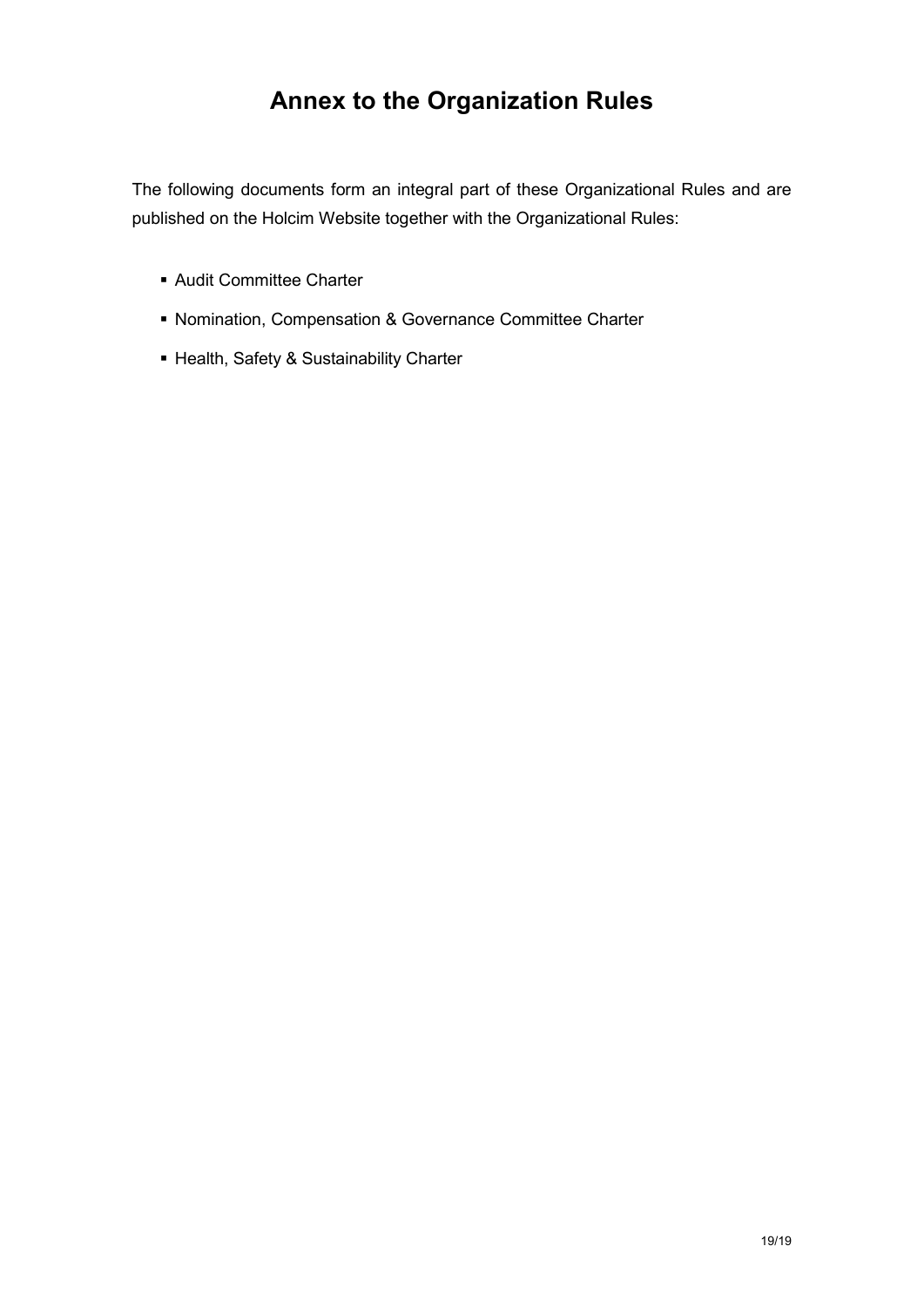# Annex to the Organization Rules

The following documents form an integral part of these Organizational Rules and are published on the Holcim Website together with the Organizational Rules:

- Audit Committee Charter
- Nomination, Compensation & Governance Committee Charter
- Health, Safety & Sustainability Charter